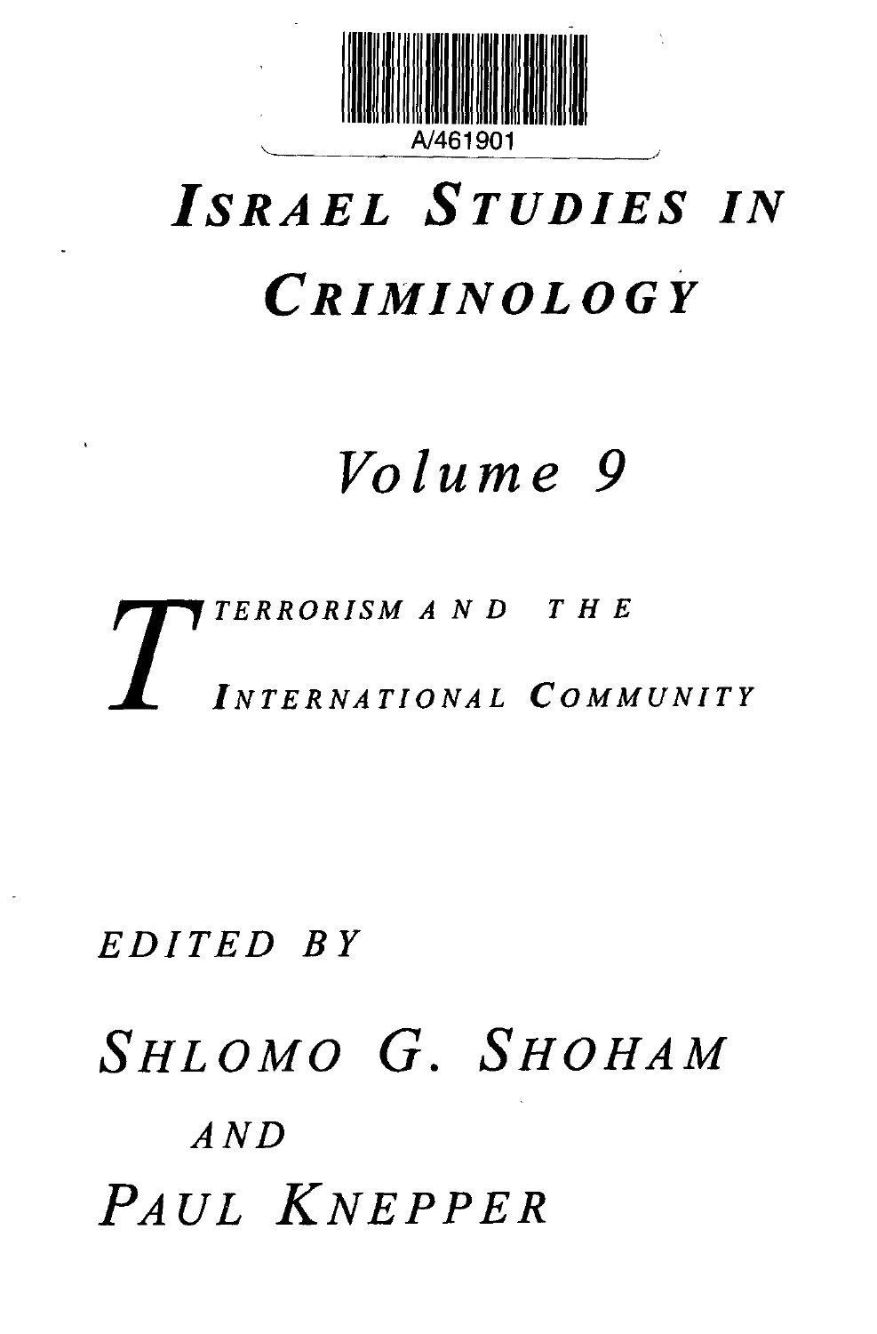A/461901

# *Israel Studies in Criminology*

## *Volume 9*

## *Terrorism and the International Community*

*Edited by*

*Shlomo G. Shoham*

*and*

*Paul Knepper*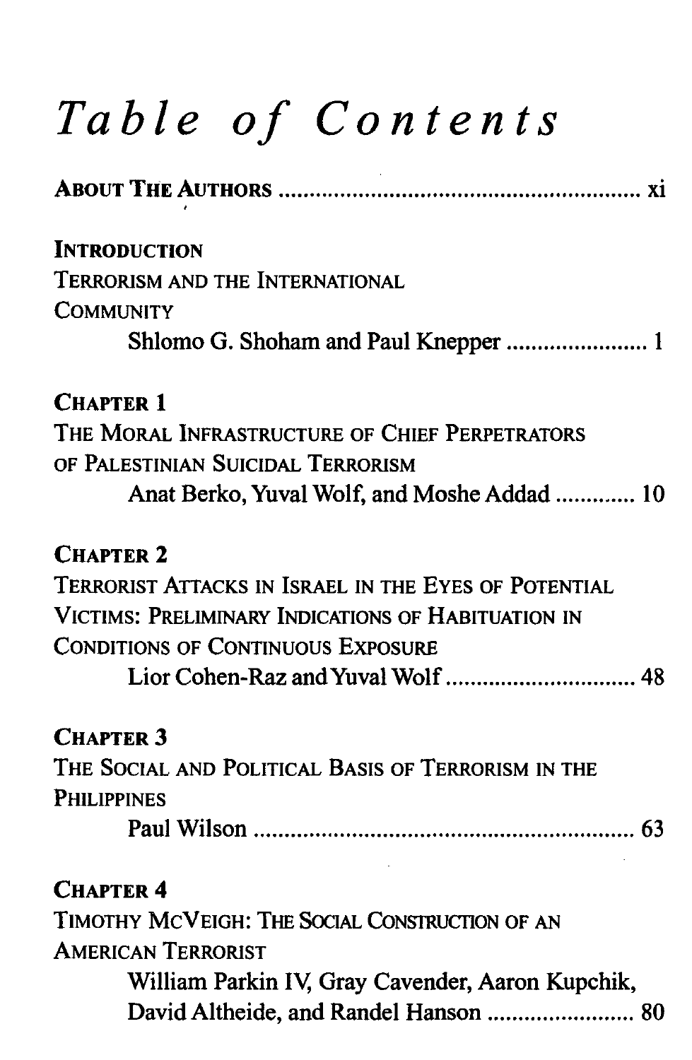# Table of Contents

**ABOUT THE AUTHORS** .......................................................... xi

**INTRODUCTION**
TERRORISM AND THE INTERNATIONAL COMMUNITY
Shlomo G. Shoham and Paul Knepper ....................... 1

**CHAPTER 1**
THE MORAL INFRASTRUCTURE OF CHIEF PERPETRATORS OF PALESTINIAN SUICIDAL TERRORISM
Anat Berko, Yuval Wolf, and Moshe Addad ............. 10

**CHAPTER 2**
TERRORIST ATTACKS IN ISRAEL IN THE EYES OF POTENTIAL VICTIMS: PRELIMINARY INDICATIONS OF HABITUATION IN CONDITIONS OF CONTINUOUS EXPOSURE
Lior Cohen-Raz and Yuval Wolf ............................... 48

**CHAPTER 3**
THE SOCIAL AND POLITICAL BASIS OF TERRORISM IN THE PHILIPPINES
Paul Wilson ............................................................... 63

**CHAPTER 4**
TIMOTHY MCVEIGH: THE SOCIAL CONSTRUCTION OF AN AMERICAN TERRORIST
William Parkin IV, Gray Cavender, Aaron Kupchik, David Altheide, and Randel Hanson ........................ 80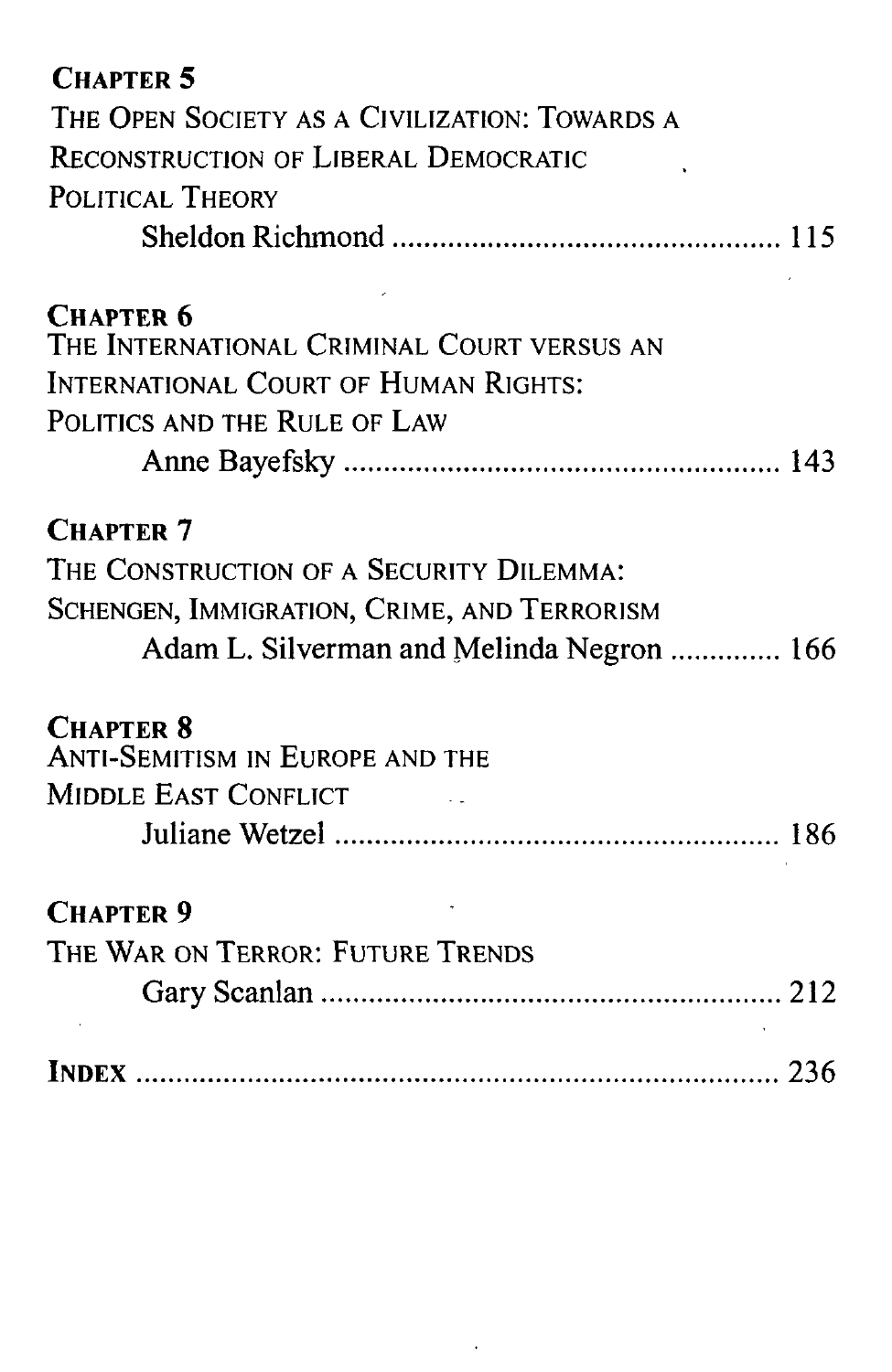**CHAPTER 5**
THE OPEN SOCIETY AS A CIVILIZATION: TOWARDS A RECONSTRUCTION OF LIBERAL DEMOCRATIC POLITICAL THEORY
Sheldon Richmond ................................................ 115

**CHAPTER 6**
THE INTERNATIONAL CRIMINAL COURT VERSUS AN INTERNATIONAL COURT OF HUMAN RIGHTS: POLITICS AND THE RULE OF LAW
Anne Bayefsky ...................................................... 143

**CHAPTER 7**
THE CONSTRUCTION OF A SECURITY DILEMMA: SCHENGEN, IMMIGRATION, CRIME, AND TERRORISM
Adam L. Silverman and Melinda Negron .............. 166

**CHAPTER 8**
ANTI-SEMITISM IN EUROPE AND THE MIDDLE EAST CONFLICT
Juliane Wetzel ........................................................ 186

**CHAPTER 9**
THE WAR ON TERROR: FUTURE TRENDS
Gary Scanlan .......................................................... 212

**INDEX** ....................................................................... 236